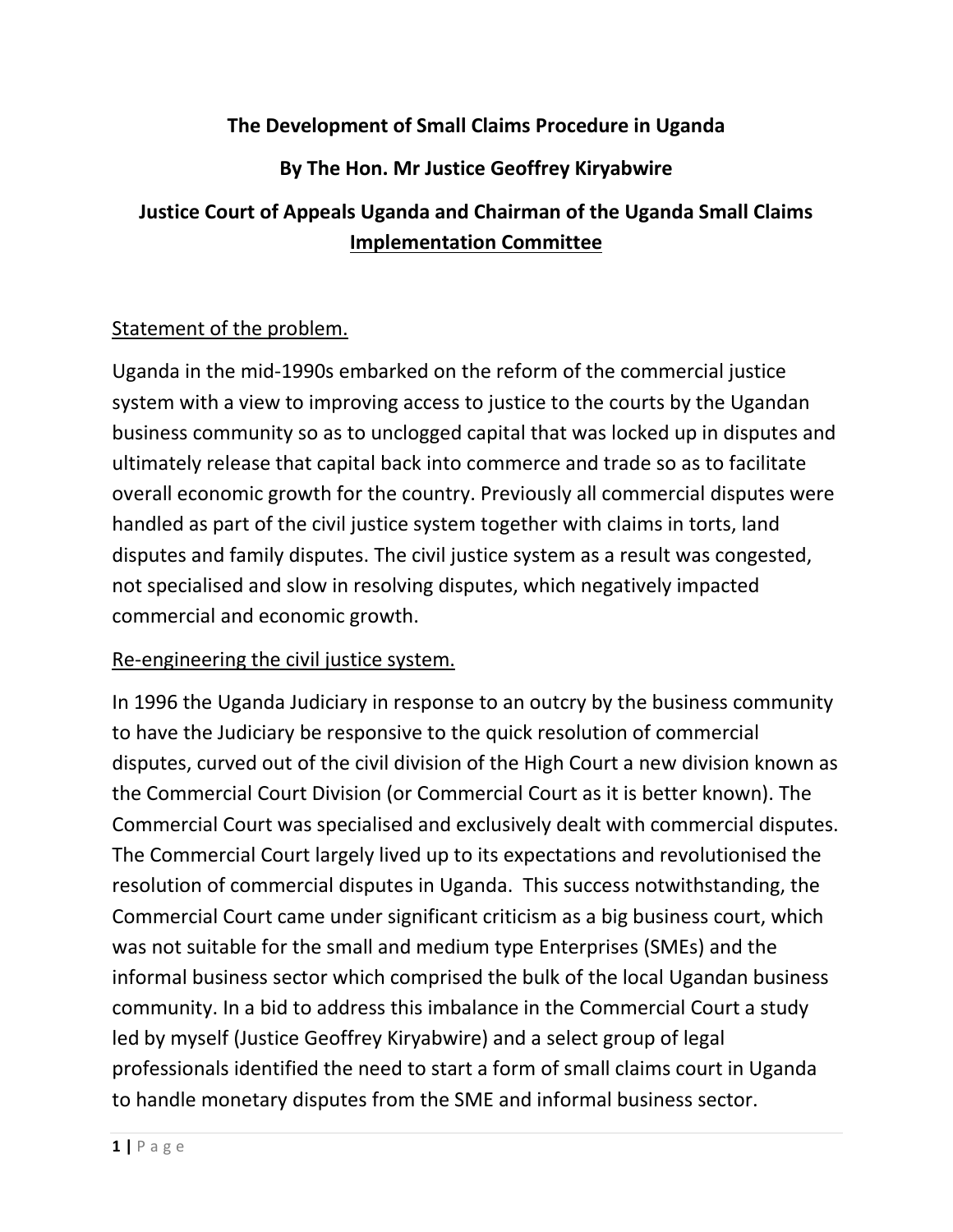# The Development of Small Claims Procedure in Uganda

## By The Hon. Mr Justice Geoffrey Kiryabwire

## Justice Court of Appeals Uganda and Chairman of the Uganda Small Claims Implementation Committee

### Statement of the problem.

Uganda in the mid-1990s embarked on the reform of the commercial justice system with a view to improving access to justice to the courts by the Ugandan business community so as to unclogged capital that was locked up in disputes and ultimately release that capital back into commerce and trade so as to facilitate overall economic growth for the country. Previously all commercial disputes were handled as part of the civil justice system together with claims in torts, land disputes and family disputes. The civil justice system as a result was congested, not specialised and slow in resolving disputes, which negatively impacted commercial and economic growth.

### Re-engineering the civil justice system.

In 1996 the Uganda Judiciary in response to an outcry by the business community to have the Judiciary be responsive to the quick resolution of commercial disputes, curved out of the civil division of the High Court a new division known as the Commercial Court Division (or Commercial Court as it is better known). The Commercial Court was specialised and exclusively dealt with commercial disputes. The Commercial Court largely lived up to its expectations and revolutionised the resolution of commercial disputes in Uganda. This success notwithstanding, the Commercial Court came under significant criticism as a big business court, which was not suitable for the small and medium type Enterprises (SMEs) and the informal business sector which comprised the bulk of the local Ugandan business community. In a bid to address this imbalance in the Commercial Court a study led by myself (Justice Geoffrey Kiryabwire) and a select group of legal professionals identified the need to start a form of small claims court in Uganda to handle monetary disputes from the SME and informal business sector.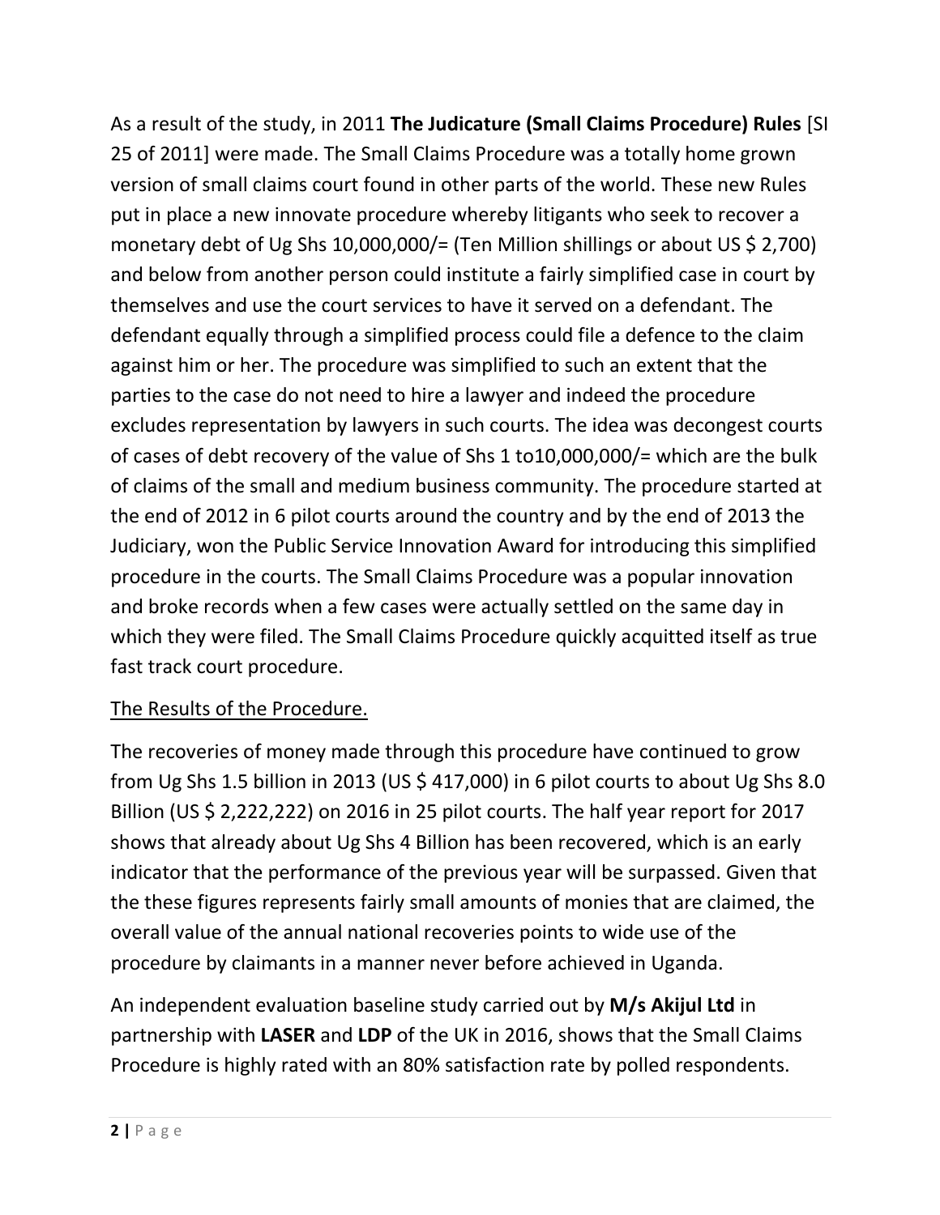As a result of the study, in 2011 **The Judicature (Small Claims Procedure) Rules** [SI 25 of 2011] were made. The Small Claims Procedure was a totally home grown version of small claims court found in other parts of the world. These new Rules put in place a new innovate procedure whereby litigants who seek to recover a monetary debt of Ug Shs 10,000,000/= (Ten Million shillings or about US $ 2,700) and below from another person could institute a fairly simplified case in court by themselves and use the court services to have it served on a defendant. The defendant equally through a simplified process could file a defence to the claim against him or her. The procedure was simplified to such an extent that the parties to the case do not need to hire a lawyer and indeed the procedure excludes representation by lawyers in such courts. The idea was decongest courts of cases of debt recovery of the value of Shs 1 to10,000,000/= which are the bulk of claims of the small and medium business community. The procedure started at the end of 2012 in 6 pilot courts around the country and by the end of 2013 the Judiciary, won the Public Service Innovation Award for introducing this simplified procedure in the courts. The Small Claims Procedure was a popular innovation and broke records when a few cases were actually settled on the same day in which they were filed. The Small Claims Procedure quickly acquitted itself as true fast track court procedure.

<u>The Results of the Procedure.</u>

The recoveries of money made through this procedure have continued to grow from Ug Shs 1.5 billion in 2013 (US $ 417,000) in 6 pilot courts to about Ug Shs 8.0 Billion (US $ 2,222,222) on 2016 in 25 pilot courts. The half year report for 2017 shows that already about Ug Shs 4 Billion has been recovered, which is an early indicator that the performance of the previous year will be surpassed. Given that the these figures represents fairly small amounts of monies that are claimed, the overall value of the annual national recoveries points to wide use of the procedure by claimants in a manner never before achieved in Uganda.

An independent evaluation baseline study carried out by **M/s Akijul Ltd** in partnership with **LASER** and **LDP** of the UK in 2016, shows that the Small Claims Procedure is highly rated with an 80% satisfaction rate by polled respondents.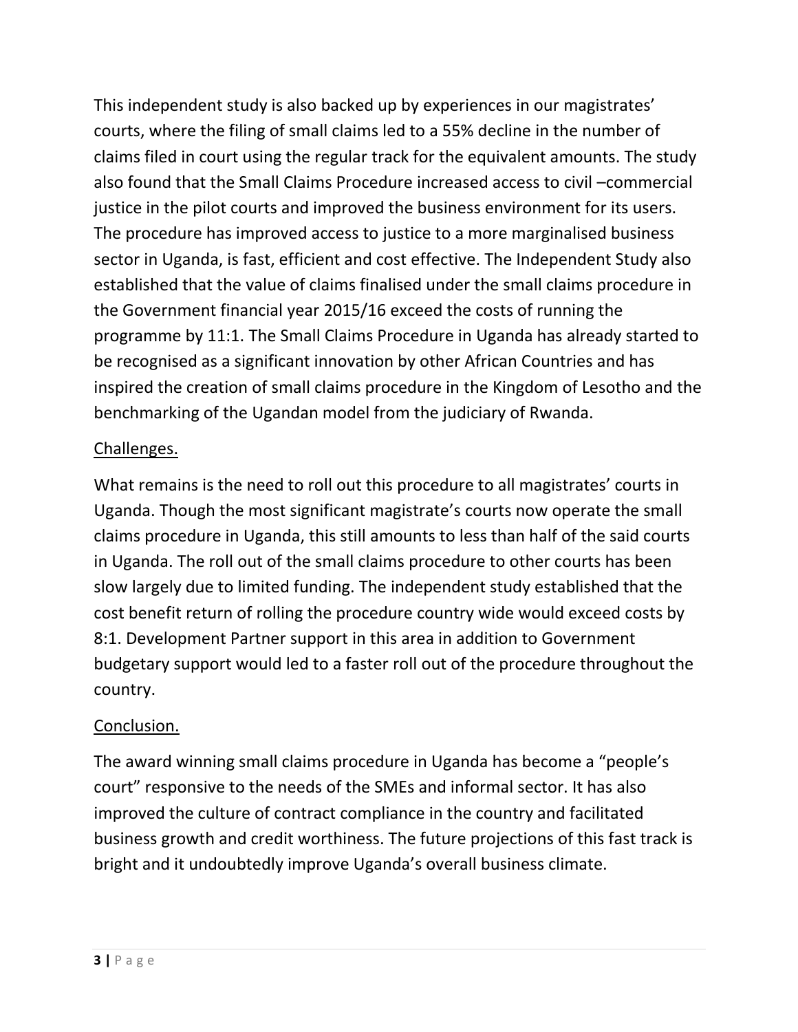This independent study is also backed up by experiences in our magistrates' courts, where the filing of small claims led to a 55% decline in the number of claims filed in court using the regular track for the equivalent amounts. The study also found that the Small Claims Procedure increased access to civil –commercial justice in the pilot courts and improved the business environment for its users. The procedure has improved access to justice to a more marginalised business sector in Uganda, is fast, efficient and cost effective. The Independent Study also established that the value of claims finalised under the small claims procedure in the Government financial year 2015/16 exceed the costs of running the programme by 11:1. The Small Claims Procedure in Uganda has already started to be recognised as a significant innovation by other African Countries and has inspired the creation of small claims procedure in the Kingdom of Lesotho and the benchmarking of the Ugandan model from the judiciary of Rwanda.

## Challenges.

What remains is the need to roll out this procedure to all magistrates' courts in Uganda. Though the most significant magistrate's courts now operate the small claims procedure in Uganda, this still amounts to less than half of the said courts in Uganda. The roll out of the small claims procedure to other courts has been slow largely due to limited funding. The independent study established that the cost benefit return of rolling the procedure country wide would exceed costs by 8:1. Development Partner support in this area in addition to Government budgetary support would led to a faster roll out of the procedure throughout the country.

## Conclusion.

The award winning small claims procedure in Uganda has become a "people's court" responsive to the needs of the SMEs and informal sector. It has also improved the culture of contract compliance in the country and facilitated business growth and credit worthiness. The future projections of this fast track is bright and it undoubtedly improve Uganda's overall business climate.